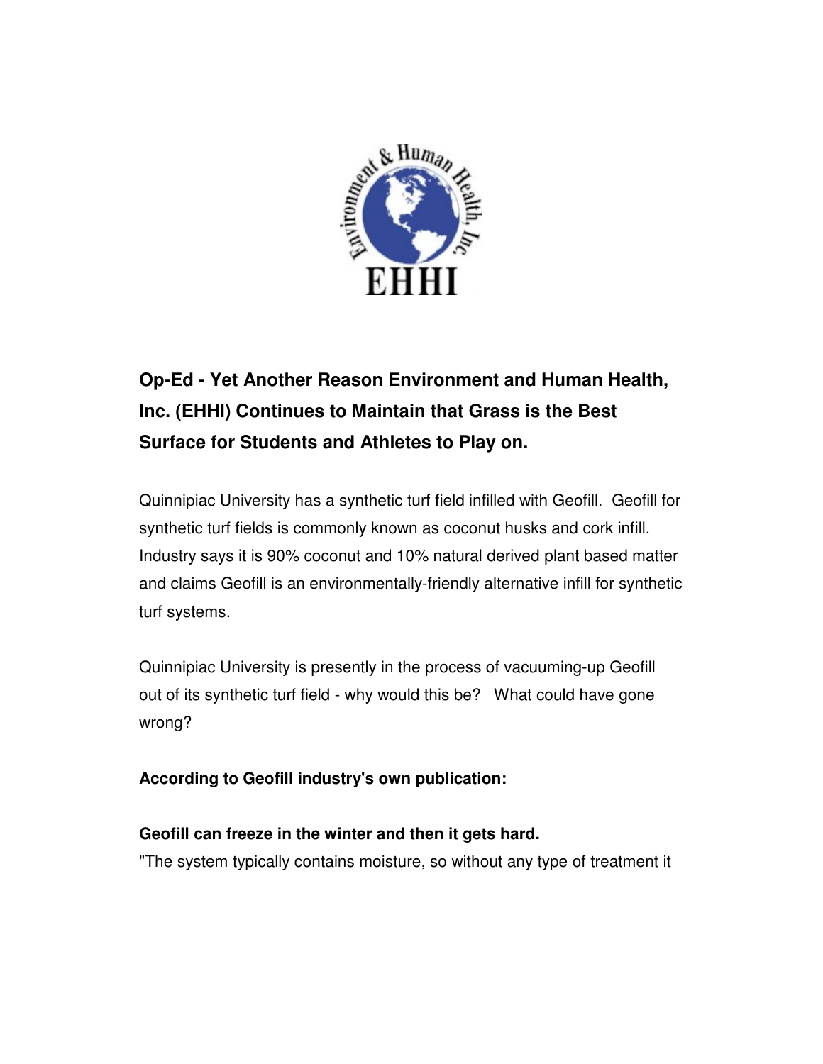EHHI

# Op-Ed - Yet Another Reason Environment and Human Health, Inc. (EHHI) Continues to Maintain that Grass is the Best Surface for Students and Athletes to Play on.

Quinnipiac University has a synthetic turf field infilled with Geofill. Geofill for synthetic turf fields is commonly known as coconut husks and cork infill. Industry says it is 90% coconut and 10% natural derived plant based matter and claims Geofill is an environmentally-friendly alternative infill for synthetic turf systems.

Quinnipiac University is presently in the process of vacuuming-up Geofill out of its synthetic turf field - why would this be? What could have gone wrong?

**According to Geofill industry's own publication:**

**Geofill can freeze in the winter and then it gets hard.**

"The system typically contains moisture, so without any type of treatment it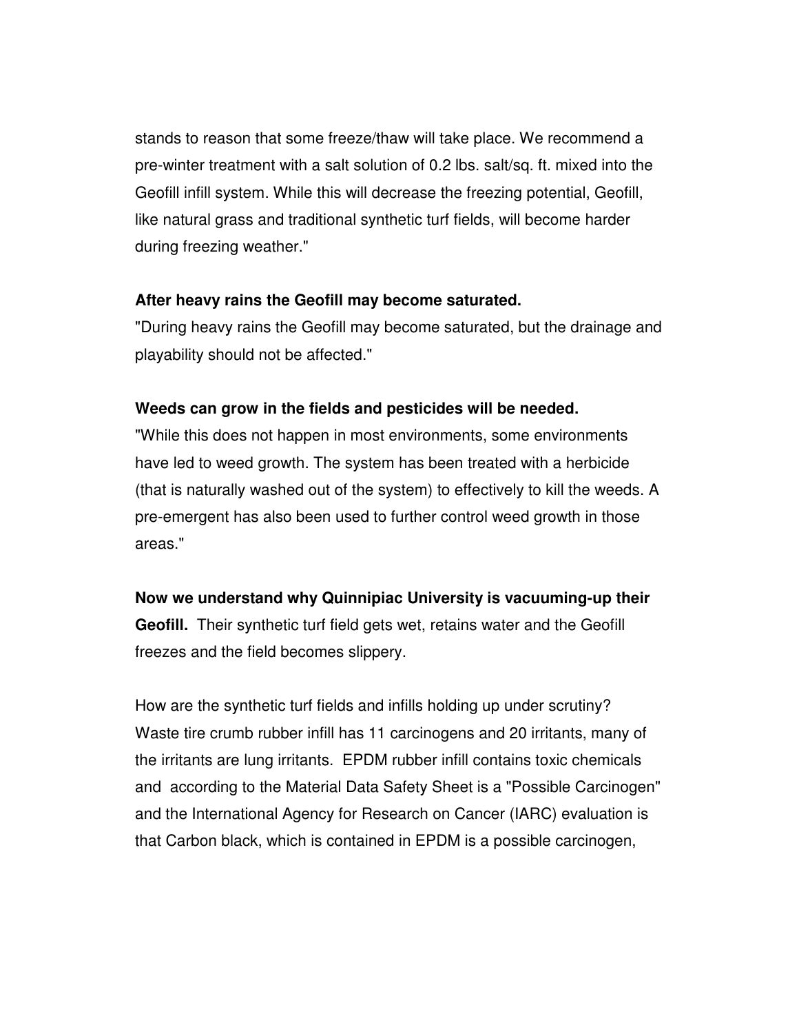stands to reason that some freeze/thaw will take place. We recommend a pre-winter treatment with a salt solution of 0.2 lbs. salt/sq. ft. mixed into the Geofill infill system. While this will decrease the freezing potential, Geofill, like natural grass and traditional synthetic turf fields, will become harder during freezing weather."

**After heavy rains the Geofill may become saturated.**
"During heavy rains the Geofill may become saturated, but the drainage and playability should not be affected."

**Weeds can grow in the fields and pesticides will be needed.**
"While this does not happen in most environments, some environments have led to weed growth. The system has been treated with a herbicide (that is naturally washed out of the system) to effectively to kill the weeds. A pre-emergent has also been used to further control weed growth in those areas."

**Now we understand why Quinnipiac University is vacuuming-up their Geofill.** Their synthetic turf field gets wet, retains water and the Geofill freezes and the field becomes slippery.

How are the synthetic turf fields and infills holding up under scrutiny? Waste tire crumb rubber infill has 11 carcinogens and 20 irritants, many of the irritants are lung irritants. EPDM rubber infill contains toxic chemicals and according to the Material Data Safety Sheet is a "Possible Carcinogen" and the International Agency for Research on Cancer (IARC) evaluation is that Carbon black, which is contained in EPDM is a possible carcinogen,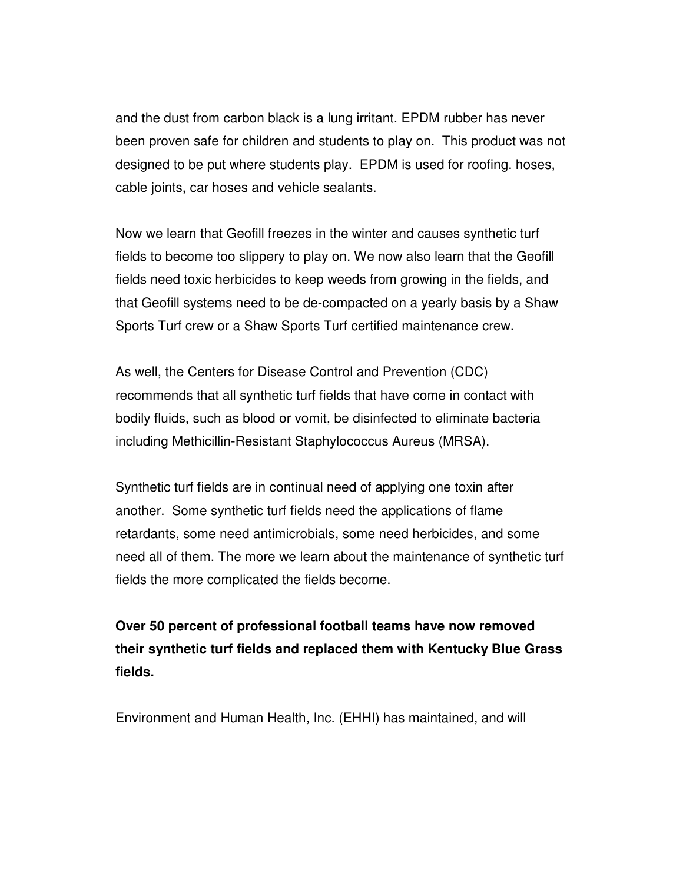and the dust from carbon black is a lung irritant. EPDM rubber has never been proven safe for children and students to play on. This product was not designed to be put where students play. EPDM is used for roofing. hoses, cable joints, car hoses and vehicle sealants.

Now we learn that Geofill freezes in the winter and causes synthetic turf fields to become too slippery to play on. We now also learn that the Geofill fields need toxic herbicides to keep weeds from growing in the fields, and that Geofill systems need to be de-compacted on a yearly basis by a Shaw Sports Turf crew or a Shaw Sports Turf certified maintenance crew.

As well, the Centers for Disease Control and Prevention (CDC) recommends that all synthetic turf fields that have come in contact with bodily fluids, such as blood or vomit, be disinfected to eliminate bacteria including Methicillin-Resistant Staphylococcus Aureus (MRSA).

Synthetic turf fields are in continual need of applying one toxin after another. Some synthetic turf fields need the applications of flame retardants, some need antimicrobials, some need herbicides, and some need all of them. The more we learn about the maintenance of synthetic turf fields the more complicated the fields become.

**Over 50 percent of professional football teams have now removed their synthetic turf fields and replaced them with Kentucky Blue Grass fields.**

Environment and Human Health, Inc. (EHHI) has maintained, and will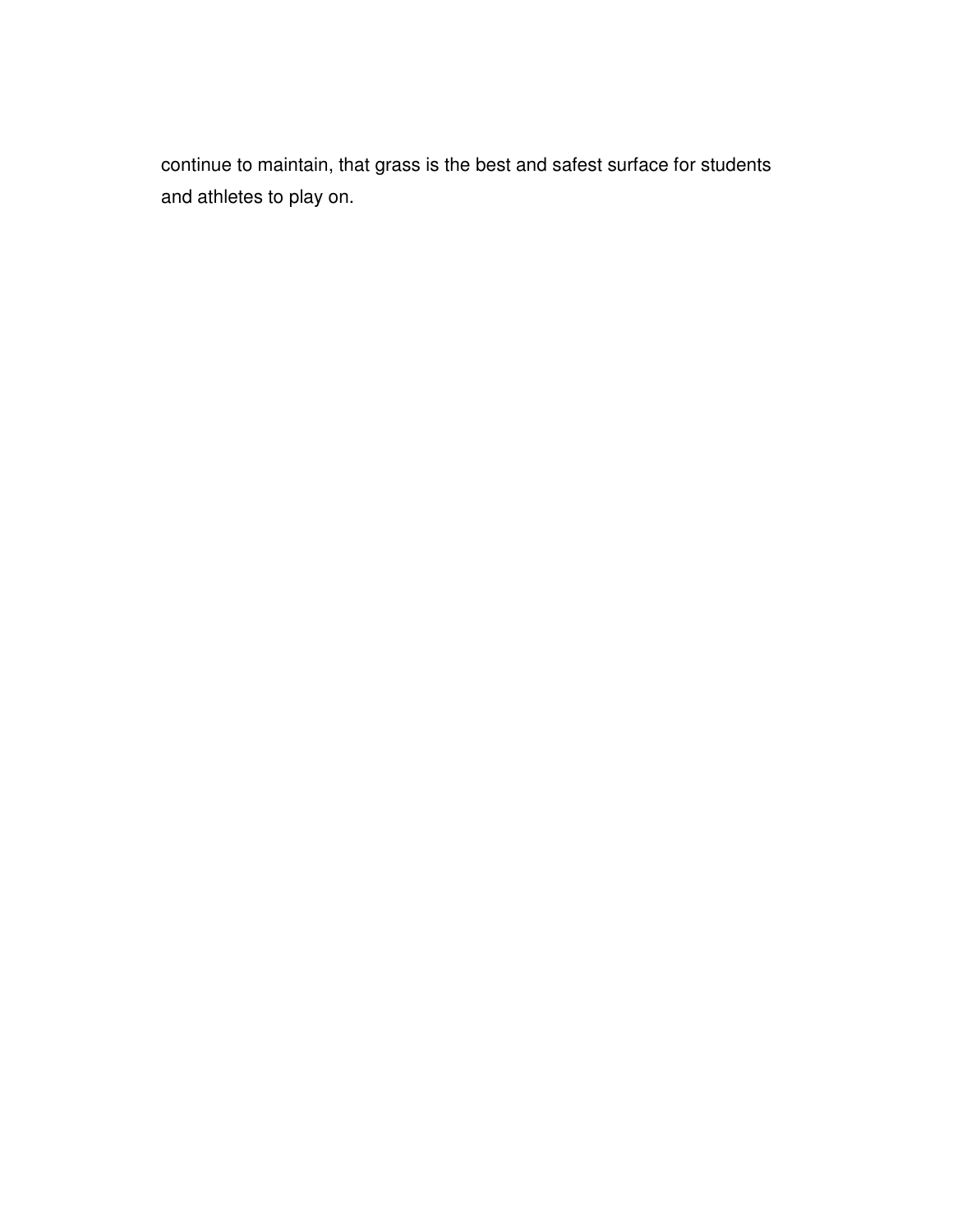continue to maintain, that grass is the best and safest surface for students and athletes to play on.